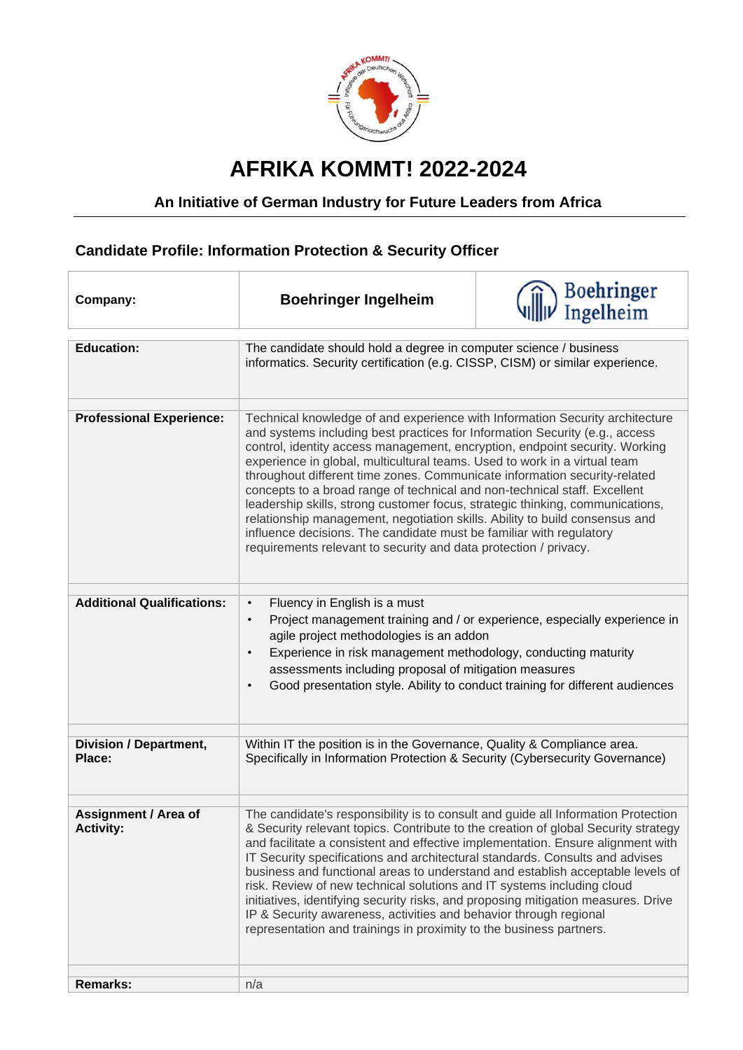# AFRIKA KOMMT! 2022-2024

### An Initiative of German Industry for Future Leaders from Africa

## Candidate Profile: Information Protection & Security Officer

| **Company:** | **Boehringer Ingelheim** | Boehringer Ingelheim |
|---|---|---|

| | |
|---|---|
| **Education:** | The candidate should hold a degree in computer science / business informatics. Security certification (e.g. CISSP, CISM) or similar experience. |
| **Professional Experience:** | Technical knowledge of and experience with Information Security architecture and systems including best practices for Information Security (e.g., access control, identity access management, encryption, endpoint security. Working experience in global, multicultural teams. Used to work in a virtual team throughout different time zones. Communicate information security-related concepts to a broad range of technical and non-technical staff. Excellent leadership skills, strong customer focus, strategic thinking, communications, relationship management, negotiation skills. Ability to build consensus and influence decisions. The candidate must be familiar with regulatory requirements relevant to security and data protection / privacy. |
| **Additional Qualifications:** | • Fluency in English is a must<br>• Project management training and / or experience, especially experience in agile project methodologies is an addon<br>• Experience in risk management methodology, conducting maturity assessments including proposal of mitigation measures<br>• Good presentation style. Ability to conduct training for different audiences |
| **Division / Department, Place:** | Within IT the position is in the Governance, Quality & Compliance area. Specifically in Information Protection & Security (Cybersecurity Governance) |
| **Assignment / Area of Activity:** | The candidate's responsibility is to consult and guide all Information Protection & Security relevant topics. Contribute to the creation of global Security strategy and facilitate a consistent and effective implementation. Ensure alignment with IT Security specifications and architectural standards. Consults and advises business and functional areas to understand and establish acceptable levels of risk. Review of new technical solutions and IT systems including cloud initiatives, identifying security risks, and proposing mitigation measures. Drive IP & Security awareness, activities and behavior through regional representation and trainings in proximity to the business partners. |
| **Remarks:** | n/a |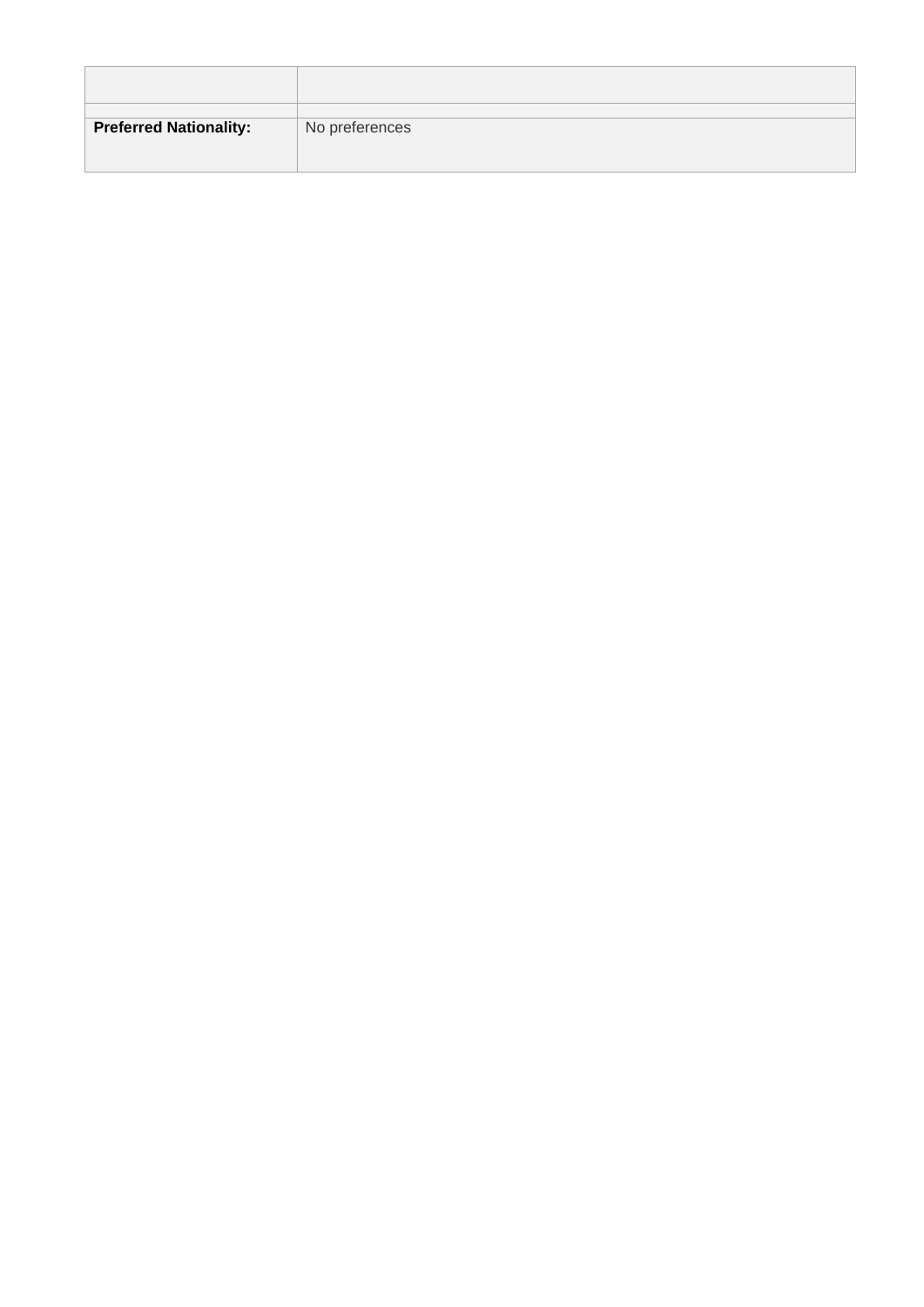| | |
|---|---|
| | |
| **Preferred Nationality:** | No preferences |